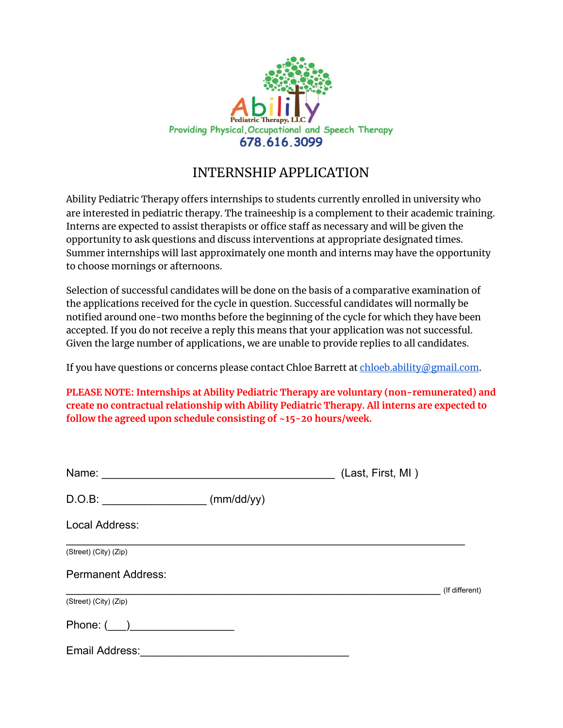Ability

Pediatric Therapy, LLC

Providing Physical, Occupational and Speech Therapy

678.616.3099

# INTERNSHIP APPLICATION

Ability Pediatric Therapy offers internships to students currently enrolled in university who are interested in pediatric therapy. The traineeship is a complement to their academic training. Interns are expected to assist therapists or office staff as necessary and will be given the opportunity to ask questions and discuss interventions at appropriate designated times. Summer internships will last approximately one month and interns may have the opportunity to choose mornings or afternoons.

Selection of successful candidates will be done on the basis of a comparative examination of the applications received for the cycle in question. Successful candidates will normally be notified around one-two months before the beginning of the cycle for which they have been accepted. If you do not receive a reply this means that your application was not successful. Given the large number of applications, we are unable to provide replies to all candidates.

If you have questions or concerns please contact Chloe Barrett at chloeb.ability@gmail.com.

**PLEASE NOTE: Internships at Ability Pediatric Therapy are voluntary (non-remunerated) and create no contractual relationship with Ability Pediatric Therapy. All interns are expected to follow the agreed upon schedule consisting of ~15-20 hours/week.**

Name: ______________________________________ (Last, First, MI )

D.O.B: _________________ (mm/dd/yy)

Local Address:

_________________________________________________________________

(Street) (City) (Zip)

Permanent Address:

_____________________________________________________________ (If different)

(Street) (City) (Zip)

Phone: (___)_________________

Email Address:__________________________________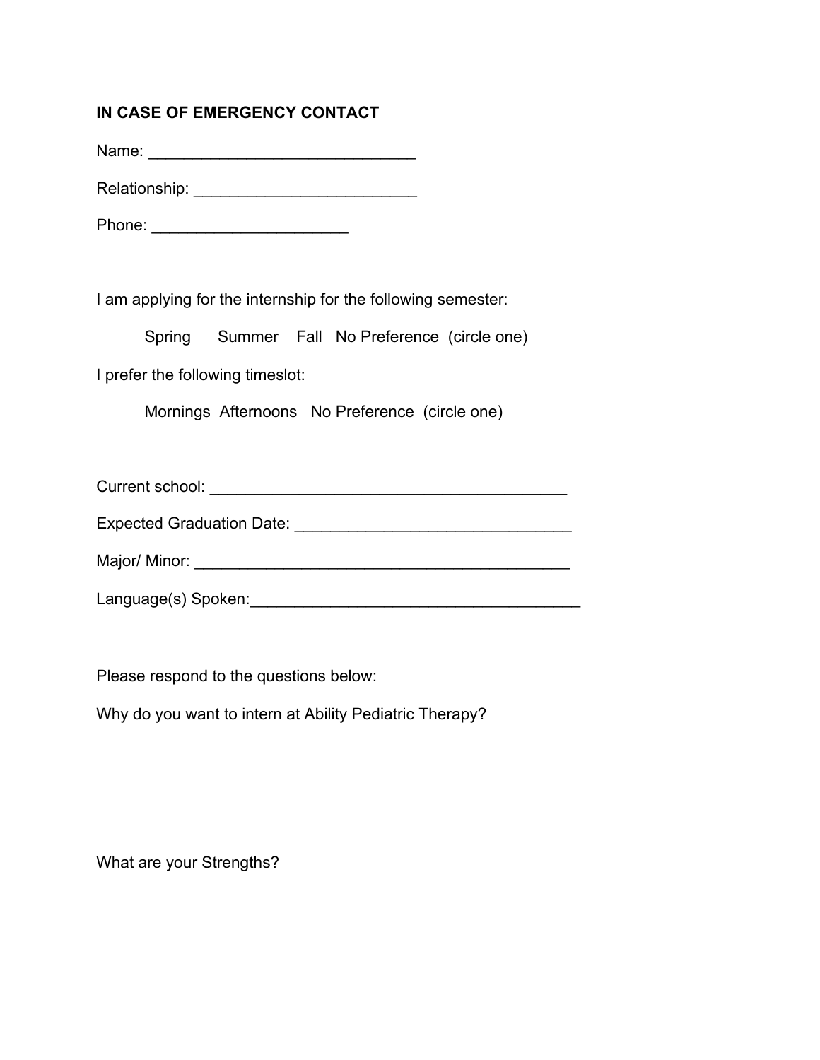**IN CASE OF EMERGENCY CONTACT**

Name: ______________________________

Relationship: _________________________

Phone: ______________________

I am applying for the internship for the following semester:

Spring Summer Fall No Preference (circle one)

I prefer the following timeslot:

Mornings Afternoons No Preference (circle one)

Current school: ________________________________________

Expected Graduation Date: _______________________________

Major/ Minor: ___________________________________________

Language(s) Spoken:_____________________________________

Please respond to the questions below:

Why do you want to intern at Ability Pediatric Therapy?

What are your Strengths?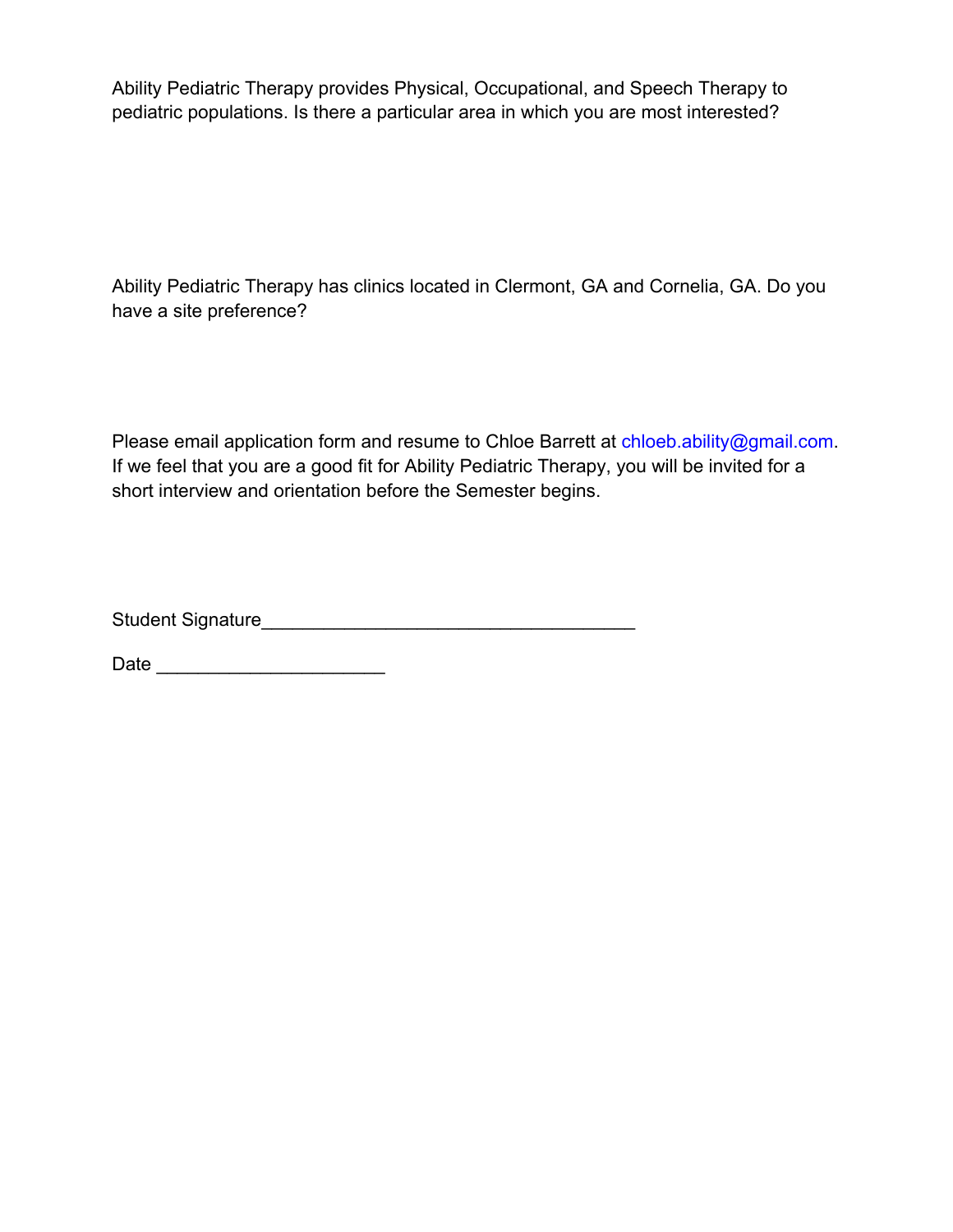Ability Pediatric Therapy provides Physical, Occupational, and Speech Therapy to pediatric populations. Is there a particular area in which you are most interested?

Ability Pediatric Therapy has clinics located in Clermont, GA and Cornelia, GA. Do you have a site preference?

Please email application form and resume to Chloe Barrett at chloeb.ability@gmail.com. If we feel that you are a good fit for Ability Pediatric Therapy, you will be invited for a short interview and orientation before the Semester begins.

Student Signature___________________________________

Date _____________________